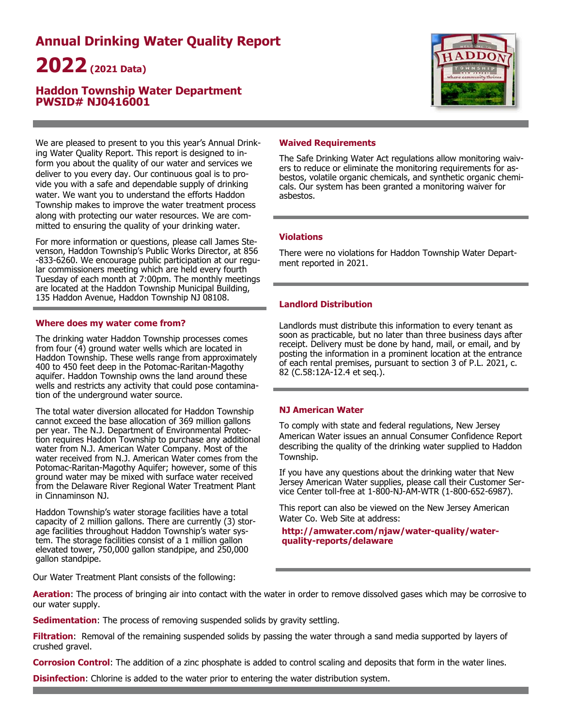# Annual Drinking Water Quality Report

# 2022 (2021 Data)

## Haddon Township Water Department
## PWSID# NJ0416001

We are pleased to present to you this year's Annual Drinking Water Quality Report. This report is designed to inform you about the quality of our water and services we deliver to you every day. Our continuous goal is to provide you with a safe and dependable supply of drinking water. We want you to understand the efforts Haddon Township makes to improve the water treatment process along with protecting our water resources. We are committed to ensuring the quality of your drinking water.

For more information or questions, please call James Stevenson, Haddon Township's Public Works Director, at 856-833-6260. We encourage public participation at our regular commissioners meeting which are held every fourth Tuesday of each month at 7:00pm. The monthly meetings are located at the Haddon Township Municipal Building, 135 Haddon Avenue, Haddon Township NJ 08108.

### Where does my water come from?

The drinking water Haddon Township processes comes from four (4) ground water wells which are located in Haddon Township. These wells range from approximately 400 to 450 feet deep in the Potomac-Raritan-Magothy aquifer. Haddon Township owns the land around these wells and restricts any activity that could pose contamination of the underground water source.

The total water diversion allocated for Haddon Township cannot exceed the base allocation of 369 million gallons per year. The N.J. Department of Environmental Protection requires Haddon Township to purchase any additional water from N.J. American Water Company. Most of the water received from N.J. American Water comes from the Potomac-Raritan-Magothy Aquifer; however, some of this ground water may be mixed with surface water received from the Delaware River Regional Water Treatment Plant in Cinnaminson NJ.

Haddon Township's water storage facilities have a total capacity of 2 million gallons. There are currently (3) storage facilities throughout Haddon Township's water system. The storage facilities consist of a 1 million gallon elevated tower, 750,000 gallon standpipe, and 250,000 gallon standpipe.

### Waived Requirements

The Safe Drinking Water Act regulations allow monitoring waivers to reduce or eliminate the monitoring requirements for asbestos, volatile organic chemicals, and synthetic organic chemicals. Our system has been granted a monitoring waiver for asbestos.

### Violations

There were no violations for Haddon Township Water Department reported in 2021.

### Landlord Distribution

Landlords must distribute this information to every tenant as soon as practicable, but no later than three business days after receipt. Delivery must be done by hand, mail, or email, and by posting the information in a prominent location at the entrance of each rental premises, pursuant to section 3 of P.L. 2021, c. 82 (C.58:12A-12.4 et seq.).

### NJ American Water

To comply with state and federal regulations, New Jersey American Water issues an annual Consumer Confidence Report describing the quality of the drinking water supplied to Haddon Township.

If you have any questions about the drinking water that New Jersey American Water supplies, please call their Customer Service Center toll-free at 1-800-NJ-AM-WTR (1-800-652-6987).

This report can also be viewed on the New Jersey American Water Co. Web Site at address:

**http://amwater.com/njaw/water-quality/water-quality-reports/delaware**

Our Water Treatment Plant consists of the following:

**Aeration**: The process of bringing air into contact with the water in order to remove dissolved gases which may be corrosive to our water supply.

**Sedimentation**: The process of removing suspended solids by gravity settling.

**Filtration**: Removal of the remaining suspended solids by passing the water through a sand media supported by layers of crushed gravel.

**Corrosion Control**: The addition of a zinc phosphate is added to control scaling and deposits that form in the water lines.

**Disinfection**: Chlorine is added to the water prior to entering the water distribution system.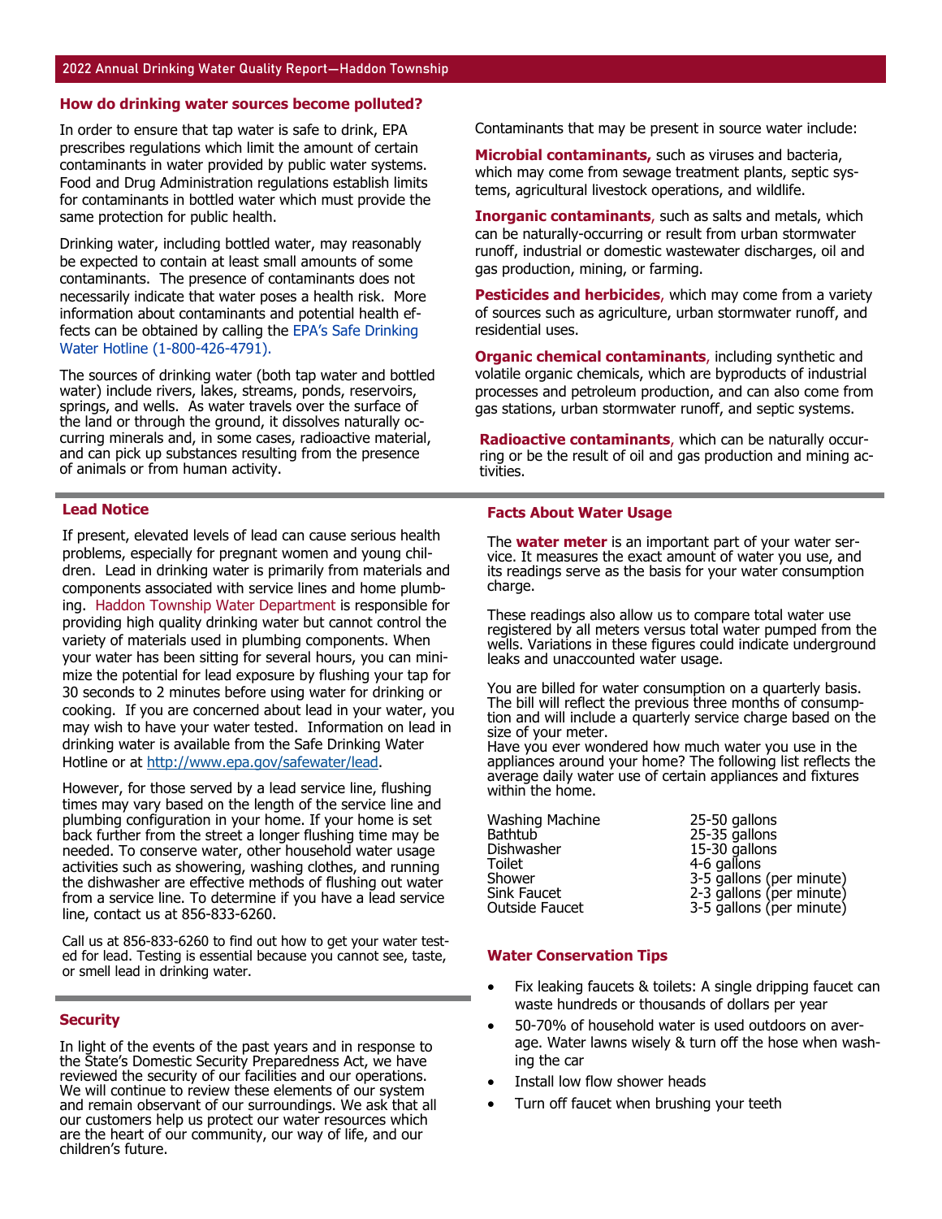## How do drinking water sources become polluted?

In order to ensure that tap water is safe to drink, EPA prescribes regulations which limit the amount of certain contaminants in water provided by public water systems. Food and Drug Administration regulations establish limits for contaminants in bottled water which must provide the same protection for public health.

Drinking water, including bottled water, may reasonably be expected to contain at least small amounts of some contaminants. The presence of contaminants does not necessarily indicate that water poses a health risk. More information about contaminants and potential health effects can be obtained by calling the EPA's Safe Drinking Water Hotline (1-800-426-4791).

The sources of drinking water (both tap water and bottled water) include rivers, lakes, streams, ponds, reservoirs, springs, and wells. As water travels over the surface of the land or through the ground, it dissolves naturally occurring minerals and, in some cases, radioactive material, and can pick up substances resulting from the presence of animals or from human activity.

Contaminants that may be present in source water include:

**Microbial contaminants,** such as viruses and bacteria, which may come from sewage treatment plants, septic systems, agricultural livestock operations, and wildlife.

**Inorganic contaminants**, such as salts and metals, which can be naturally-occurring or result from urban stormwater runoff, industrial or domestic wastewater discharges, oil and gas production, mining, or farming.

**Pesticides and herbicides**, which may come from a variety of sources such as agriculture, urban stormwater runoff, and residential uses.

**Organic chemical contaminants**, including synthetic and volatile organic chemicals, which are byproducts of industrial processes and petroleum production, and can also come from gas stations, urban stormwater runoff, and septic systems.

**Radioactive contaminants**, which can be naturally occurring or be the result of oil and gas production and mining activities.

## Lead Notice

If present, elevated levels of lead can cause serious health problems, especially for pregnant women and young children. Lead in drinking water is primarily from materials and components associated with service lines and home plumbing. Haddon Township Water Department is responsible for providing high quality drinking water but cannot control the variety of materials used in plumbing components. When your water has been sitting for several hours, you can minimize the potential for lead exposure by flushing your tap for 30 seconds to 2 minutes before using water for drinking or cooking. If you are concerned about lead in your water, you may wish to have your water tested. Information on lead in drinking water is available from the Safe Drinking Water Hotline or at http://www.epa.gov/safewater/lead.

However, for those served by a lead service line, flushing times may vary based on the length of the service line and plumbing configuration in your home. If your home is set back further from the street a longer flushing time may be needed. To conserve water, other household water usage activities such as showering, washing clothes, and running the dishwasher are effective methods of flushing out water from a service line. To determine if you have a lead service line, contact us at 856-833-6260.

Call us at 856-833-6260 to find out how to get your water tested for lead. Testing is essential because you cannot see, taste, or smell lead in drinking water.

## Security

In light of the events of the past years and in response to the State's Domestic Security Preparedness Act, we have reviewed the security of our facilities and our operations. We will continue to review these elements of our system and remain observant of our surroundings. We ask that all our customers help us protect our water resources which are the heart of our community, our way of life, and our children's future.

## Facts About Water Usage

The **water meter** is an important part of your water service. It measures the exact amount of water you use, and its readings serve as the basis for your water consumption charge.

These readings also allow us to compare total water use registered by all meters versus total water pumped from the wells. Variations in these figures could indicate underground leaks and unaccounted water usage.

You are billed for water consumption on a quarterly basis. The bill will reflect the previous three months of consumption and will include a quarterly service charge based on the size of your meter.

Have you ever wondered how much water you use in the appliances around your home? The following list reflects the average daily water use of certain appliances and fixtures within the home.

| Appliance/Fixture | Average Use |
|---|---|
| Washing Machine | 25-50 gallons |
| Bathtub | 25-35 gallons |
| Dishwasher | 15-30 gallons |
| Toilet | 4-6 gallons |
| Shower | 3-5 gallons (per minute) |
| Sink Faucet | 2-3 gallons (per minute) |
| Outside Faucet | 3-5 gallons (per minute) |

## Water Conservation Tips

- Fix leaking faucets & toilets: A single dripping faucet can waste hundreds or thousands of dollars per year
- 50-70% of household water is used outdoors on average. Water lawns wisely & turn off the hose when washing the car
- Install low flow shower heads
- Turn off faucet when brushing your teeth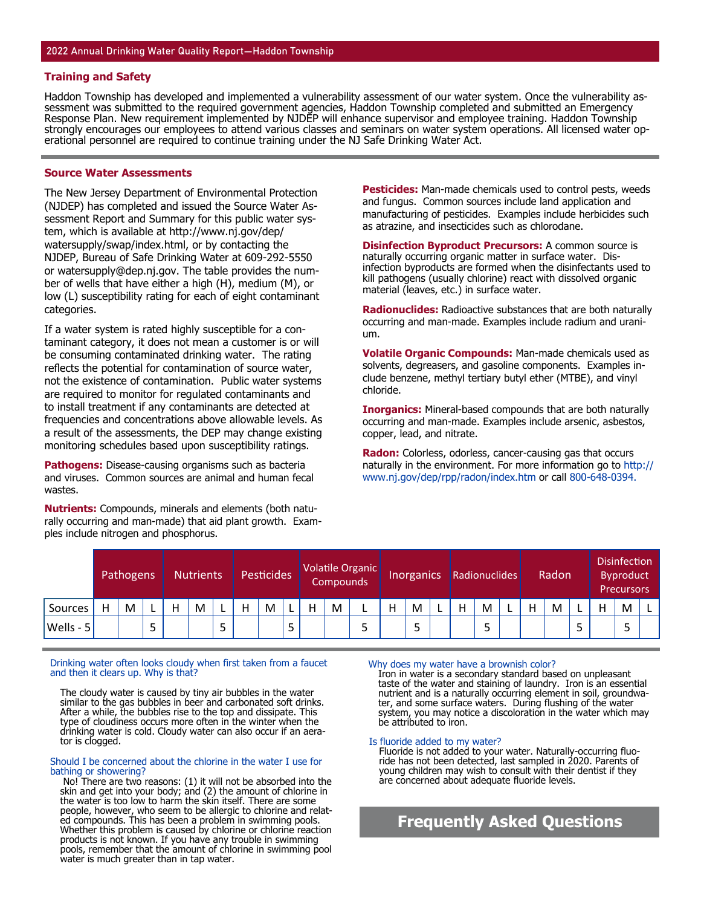## Training and Safety

Haddon Township has developed and implemented a vulnerability assessment of our water system. Once the vulnerability assessment was submitted to the required government agencies, Haddon Township completed and submitted an Emergency Response Plan. New requirement implemented by NJDEP will enhance supervisor and employee training. Haddon Township strongly encourages our employees to attend various classes and seminars on water system operations. All licensed water operational personnel are required to continue training under the NJ Safe Drinking Water Act.

## Source Water Assessments

The New Jersey Department of Environmental Protection (NJDEP) has completed and issued the Source Water Assessment Report and Summary for this public water system, which is available at http://www.nj.gov/dep/watersupply/swap/index.html, or by contacting the NJDEP, Bureau of Safe Drinking Water at 609-292-5550 or watersupply@dep.nj.gov. The table provides the number of wells that have either a high (H), medium (M), or low (L) susceptibility rating for each of eight contaminant categories.

If a water system is rated highly susceptible for a contaminant category, it does not mean a customer is or will be consuming contaminated drinking water. The rating reflects the potential for contamination of source water, not the existence of contamination. Public water systems are required to monitor for regulated contaminants and to install treatment if any contaminants are detected at frequencies and concentrations above allowable levels. As a result of the assessments, the DEP may change existing monitoring schedules based upon susceptibility ratings.

**Pathogens:** Disease-causing organisms such as bacteria and viruses. Common sources are animal and human fecal wastes.

**Nutrients:** Compounds, minerals and elements (both naturally occurring and man-made) that aid plant growth. Examples include nitrogen and phosphorus.

**Pesticides:** Man-made chemicals used to control pests, weeds and fungus. Common sources include land application and manufacturing of pesticides. Examples include herbicides such as atrazine, and insecticides such as chlorodane.

**Disinfection Byproduct Precursors:** A common source is naturally occurring organic matter in surface water. Disinfection byproducts are formed when the disinfectants used to kill pathogens (usually chlorine) react with dissolved organic material (leaves, etc.) in surface water.

**Radionuclides:** Radioactive substances that are both naturally occurring and man-made. Examples include radium and uranium.

**Volatile Organic Compounds:** Man-made chemicals used as solvents, degreasers, and gasoline components. Examples include benzene, methyl tertiary butyl ether (MTBE), and vinyl chloride.

**Inorganics:** Mineral-based compounds that are both naturally occurring and man-made. Examples include arsenic, asbestos, copper, lead, and nitrate.

**Radon:** Colorless, odorless, cancer-causing gas that occurs naturally in the environment. For more information go to http://www.nj.gov/dep/rpp/radon/index.htm or call 800-648-0394.

| | Pathogens | | | Nutrients | | | Pesticides | | | Volatile Organic Compounds | | | Inorganics | | | Radionuclides | | | Radon | | | Disinfection Byproduct Precursors | | |
|---|---|---|---|---|---|---|---|---|---|---|---|---|---|---|---|---|---|---|---|---|---|---|---|---|
| Sources | H | M | L | H | M | L | H | M | L | H | M | L | H | M | L | H | M | L | H | M | L | H | M | L |
| Wells - 5 | | | 5 | | | 5 | | | 5 | | | 5 | | 5 | | | 5 | | | | 5 | | 5 | |

## Frequently Asked Questions

**Drinking water often looks cloudy when first taken from a faucet and then it clears up. Why is that?**

The cloudy water is caused by tiny air bubbles in the water similar to the gas bubbles in beer and carbonated soft drinks. After a while, the bubbles rise to the top and dissipate. This type of cloudiness occurs more often in the winter when the drinking water is cold. Cloudy water can also occur if an aerator is clogged.

**Should I be concerned about the chlorine in the water I use for bathing or showering?**

No! There are two reasons: (1) it will not be absorbed into the skin and get into your body; and (2) the amount of chlorine in the water is too low to harm the skin itself. There are some people, however, who seem to be allergic to chlorine and related compounds. This has been a problem in swimming pools. Whether this problem is caused by chlorine or chlorine reaction products is not known. If you have any trouble in swimming pools, remember that the amount of chlorine in swimming pool water is much greater than in tap water.

**Why does my water have a brownish color?**

Iron in water is a secondary standard based on unpleasant taste of the water and staining of laundry. Iron is an essential nutrient and is a naturally occurring element in soil, groundwater, and some surface waters. During flushing of the water system, you may notice a discoloration in the water which may be attributed to iron.

**Is fluoride added to my water?**

Fluoride is not added to your water. Naturally-occurring fluoride has not been detected, last sampled in 2020. Parents of young children may wish to consult with their dentist if they are concerned about adequate fluoride levels.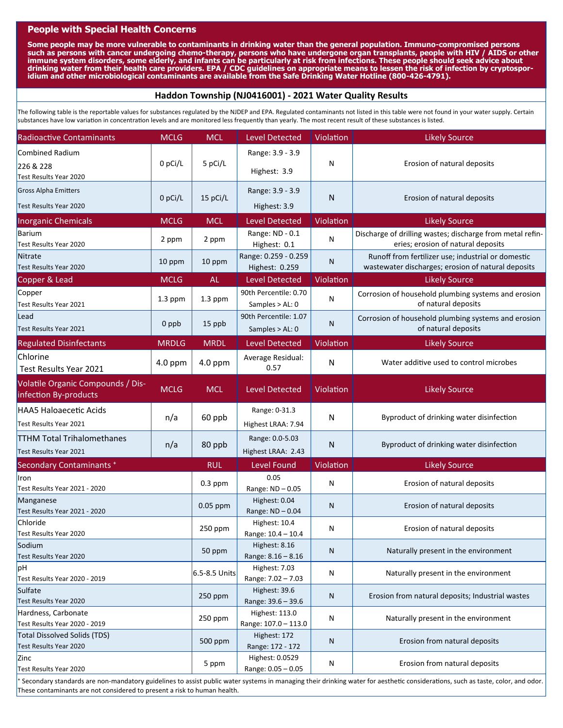## People with Special Health Concerns

**Some people may be more vulnerable to contaminants in drinking water than the general population. Immuno-compromised persons such as persons with cancer undergoing chemo-therapy, persons who have undergone organ transplants, people with HIV / AIDS or other immune system disorders, some elderly, and infants can be particularly at risk from infections. These people should seek advice about drinking water from their health care providers. EPA / CDC guidelines on appropriate means to lessen the risk of infection by cryptosporidium and other microbiological contaminants are available from the Safe Drinking Water Hotline (800-426-4791).**

## Haddon Township (NJ0416001) - 2021 Water Quality Results

The following table is the reportable values for substances regulated by the NJDEP and EPA. Regulated contaminants not listed in this table were not found in your water supply. Certain substances have low variation in concentration levels and are monitored less frequently than yearly. The most recent result of these substances is listed.

| Radioactive Contaminants | MCLG | MCL | Level Detected | Violation | Likely Source |
|---|---|---|---|---|---|
| Combined Radium 226 & 228<br>Test Results Year 2020 | 0 pCi/L | 5 pCi/L | Range: 3.9 - 3.9<br>Highest: 3.9 | N | Erosion of natural deposits |
| Gross Alpha Emitters<br>Test Results Year 2020 | 0 pCi/L | 15 pCi/L | Range: 3.9 - 3.9<br>Highest: 3.9 | N | Erosion of natural deposits |
| **Inorganic Chemicals** | **MCLG** | **MCL** | **Level Detected** | **Violation** | **Likely Source** |
| Barium<br>Test Results Year 2020 | 2 ppm | 2 ppm | Range: ND - 0.1<br>Highest: 0.1 | N | Discharge of drilling wastes; discharge from metal refineries; erosion of natural deposits |
| Nitrate<br>Test Results Year 2020 | 10 ppm | 10 ppm | Range: 0.259 - 0.259<br>Highest: 0.259 | N | Runoff from fertilizer use; industrial or domestic wastewater discharges; erosion of natural deposits |
| **Copper & Lead** | **MCLG** | **AL** | **Level Detected** | **Violation** | **Likely Source** |
| Copper<br>Test Results Year 2021 | 1.3 ppm | 1.3 ppm | 90th Percentile: 0.70<br>Samples > AL: 0 | N | Corrosion of household plumbing systems and erosion of natural deposits |
| Lead<br>Test Results Year 2021 | 0 ppb | 15 ppb | 90th Percentile: 1.07<br>Samples > AL: 0 | N | Corrosion of household plumbing systems and erosion of natural deposits |
| **Regulated Disinfectants** | **MRDLG** | **MRDL** | **Level Detected** | **Violation** | **Likely Source** |
| Chlorine<br>Test Results Year 2021 | 4.0 ppm | 4.0 ppm | Average Residual: 0.57 | N | Water additive used to control microbes |
| **Volatile Organic Compounds / Disinfection By-products** | **MCLG** | **MCL** | **Level Detected** | **Violation** | **Likely Source** |
| HAA5 Haloaecetic Acids<br>Test Results Year 2021 | n/a | 60 ppb | Range: 0-31.3<br>Highest LRAA: 7.94 | N | Byproduct of drinking water disinfection |
| TTHM Total Trihalomethanes<br>Test Results Year 2021 | n/a | 80 ppb | Range: 0.0-5.03<br>Highest LRAA: 2.43 | N | Byproduct of drinking water disinfection |
| **Secondary Contaminants \*** | | **RUL** | **Level Found** | **Violation** | **Likely Source** |
| Iron<br>Test Results Year 2021 - 2020 | | 0.3 ppm | 0.05<br>Range: ND – 0.05 | N | Erosion of natural deposits |
| Manganese<br>Test Results Year 2021 - 2020 | | 0.05 ppm | Highest: 0.04<br>Range: ND – 0.04 | N | Erosion of natural deposits |
| Chloride<br>Test Results Year 2020 | | 250 ppm | Highest: 10.4<br>Range: 10.4 – 10.4 | N | Erosion of natural deposits |
| Sodium<br>Test Results Year 2020 | | 50 ppm | Highest: 8.16<br>Range: 8.16 – 8.16 | N | Naturally present in the environment |
| pH<br>Test Results Year 2020 - 2019 | | 6.5-8.5 Units | Highest: 7.03<br>Range: 7.02 – 7.03 | N | Naturally present in the environment |
| Sulfate<br>Test Results Year 2020 | | 250 ppm | Highest: 39.6<br>Range: 39.6 – 39.6 | N | Erosion from natural deposits; Industrial wastes |
| Hardness, Carbonate<br>Test Results Year 2020 - 2019 | | 250 ppm | Highest: 113.0<br>Range: 107.0 – 113.0 | N | Naturally present in the environment |
| Total Dissolved Solids (TDS)<br>Test Results Year 2020 | | 500 ppm | Highest: 172<br>Range: 172 - 172 | N | Erosion from natural deposits |
| Zinc<br>Test Results Year 2020 | | 5 ppm | Highest: 0.0529<br>Range: 0.05 – 0.05 | N | Erosion from natural deposits |

\* Secondary standards are non-mandatory guidelines to assist public water systems in managing their drinking water for aesthetic considerations, such as taste, color, and odor. These contaminants are not considered to present a risk to human health.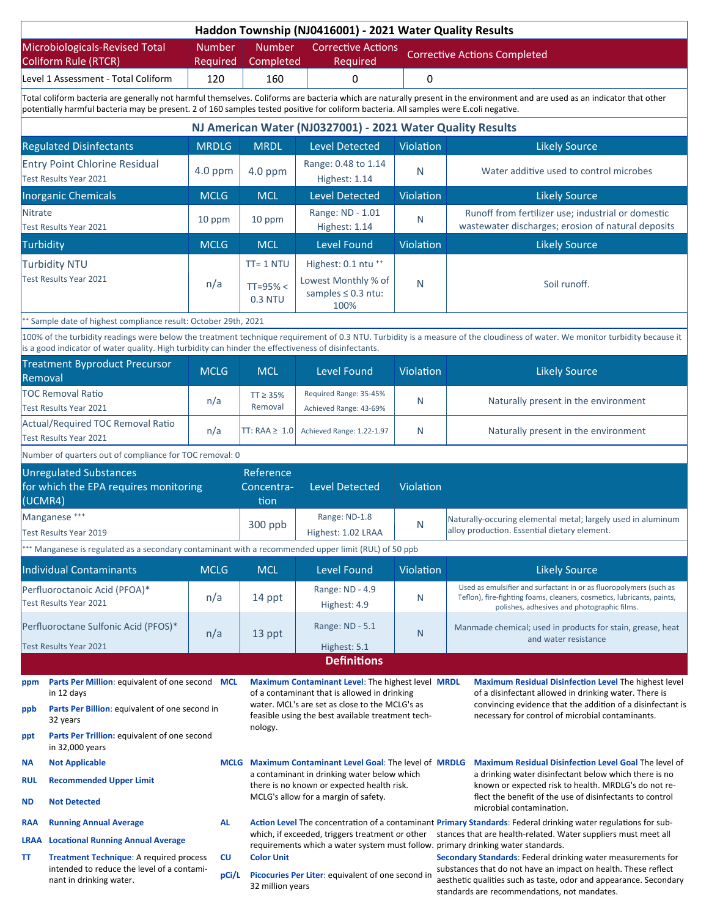## Haddon Township (NJ0416001) - 2021 Water Quality Results

| Microbiologicals-Revised Total Coliform Rule (RTCR) | Number Required | Number Completed | Corrective Actions Required | Corrective Actions Completed |
|---|---|---|---|---|
| Level 1 Assessment - Total Coliform | 120 | 160 | 0 | 0 |

Total coliform bacteria are generally not harmful themselves. Coliforms are bacteria which are naturally present in the environment and are used as an indicator that other potentially harmful bacteria may be present. 2 of 160 samples tested positive for coliform bacteria. All samples were E.coli negative.

## NJ American Water (NJ0327001) - 2021 Water Quality Results

| Regulated Disinfectants | MRDLG | MRDL | Level Detected | Violation | Likely Source |
|---|---|---|---|---|---|
| Entry Point Chlorine Residual<br>Test Results Year 2021 | 4.0 ppm | 4.0 ppm | Range: 0.48 to 1.14<br>Highest: 1.14 | N | Water additive used to control microbes |

| Inorganic Chemicals | MCLG | MCL | Level Detected | Violation | Likely Source |
|---|---|---|---|---|---|
| Nitrate<br>Test Results Year 2021 | 10 ppm | 10 ppm | Range: ND - 1.01<br>Highest: 1.14 | N | Runoff from fertilizer use; industrial or domestic wastewater discharges; erosion of natural deposits |

| Turbidity | MCLG | MCL | Level Found | Violation | Likely Source |
|---|---|---|---|---|---|
| Turbidity NTU<br>Test Results Year 2021 | n/a | TT= 1 NTU<br>TT=95% < 0.3 NTU | Highest: 0.1 ntu ++<br>Lowest Monthly % of samples ≤ 0.3 ntu: 100% | N | Soil runoff. |

++ Sample date of highest compliance result: October 29th, 2021

100% of the turbidity readings were below the treatment technique requirement of 0.3 NTU. Turbidity is a measure of the cloudiness of water. We monitor turbidity because it is a good indicator of water quality. High turbidity can hinder the effectiveness of disinfectants.

| Treatment Byproduct Precursor Removal | MCLG | MCL | Level Found | Violation | Likely Source |
|---|---|---|---|---|---|
| TOC Removal Ratio<br>Test Results Year 2021 | n/a | TT ≥ 35% Removal | Required Range: 35-45%<br>Achieved Range: 43-69% | N | Naturally present in the environment |
| Actual/Required TOC Removal Ratio<br>Test Results Year 2021 | n/a | TT: RAA ≥ 1.0 | Achieved Range: 1.22-1.97 | N | Naturally present in the environment |

Number of quarters out of compliance for TOC removal: 0

| Unregulated Substances for which the EPA requires monitoring (UCMR4) | Reference Concentration | Level Detected | Violation | |
|---|---|---|---|---|
| Manganese +++<br>Test Results Year 2019 | 300 ppb | Range: ND-1.8<br>Highest: 1.02 LRAA | N | Naturally-occuring elemental metal; largely used in aluminum alloy production. Essential dietary element. |

+++ Manganese is regulated as a secondary contaminant with a recommended upper limit (RUL) of 50 ppb

| Individual Contaminants | MCLG | MCL | Level Found | Violation | Likely Source |
|---|---|---|---|---|---|
| Perfluoroctanoic Acid (PFOA)*<br>Test Results Year 2021 | n/a | 14 ppt | Range: ND - 4.9<br>Highest: 4.9 | N | Used as emulsifier and surfactant in or as fluoropolymers (such as Teflon), fire-fighting foams, cleaners, cosmetics, lubricants, paints, polishes, adhesives and photographic films. |
| Perfluoroctane Sulfonic Acid (PFOS)*<br>Test Results Year 2021 | n/a | 13 ppt | Range: ND - 5.1<br>Highest: 5.1 | N | Manmade chemical; used in products for stain, grease, heat and water resistance |

## Definitions

**ppm** – **Parts Per Million**: equivalent of one second in 12 days

**ppb** – **Parts Per Billion**: equivalent of one second in 32 years

**ppt** – **Parts Per Trillion:** equivalent of one second in 32,000 years

**NA** – **Not Applicable**

**RUL** – **Recommended Upper Limit**

**ND** – **Not Detected**

**RAA** – **Running Annual Average**

**LRAA** – **Locational Running Annual Average**

**TT** – **Treatment Technique**: A required process intended to reduce the level of a contaminant in drinking water.

**MCL** – **Maximum Contaminant Level**: The highest level of a contaminant that is allowed in drinking water. MCL's are set as close to the MCLG's as feasible using the best available treatment technology.

**MCLG** – **Maximum Contaminant Level Goal**: The level of a contaminant in drinking water below which there is no known or expected health risk. MCLG's allow for a margin of safety.

**AL** – **Action Level** The concentration of a contaminant which, if exceeded, triggers treatment or other requirements which a water system must follow.

**CU** – **Color Unit**

**pCi/L** – **Picocuries Per Liter**: equivalent of one second in 32 million years

**MRDL** – **Maximum Residual Disinfection Level** The highest level of a disinfectant allowed in drinking water. There is convincing evidence that the addition of a disinfectant is necessary for control of microbial contaminants.

**MRDLG** – **Maximum Residual Disinfection Level Goal** The level of a drinking water disinfectant below which there is no known or expected risk to health. MRDLG's do not reflect the benefit of the use of disinfectants to control microbial contamination.

**Primary Standards**: Federal drinking water regulations for substances that are health-related. Water suppliers must meet all primary drinking water standards.

**Secondary Standards**: Federal drinking water measurements for substances that do not have an impact on health. These reflect aesthetic qualities such as taste, odor and appearance. Secondary standards are recommendations, not mandates.